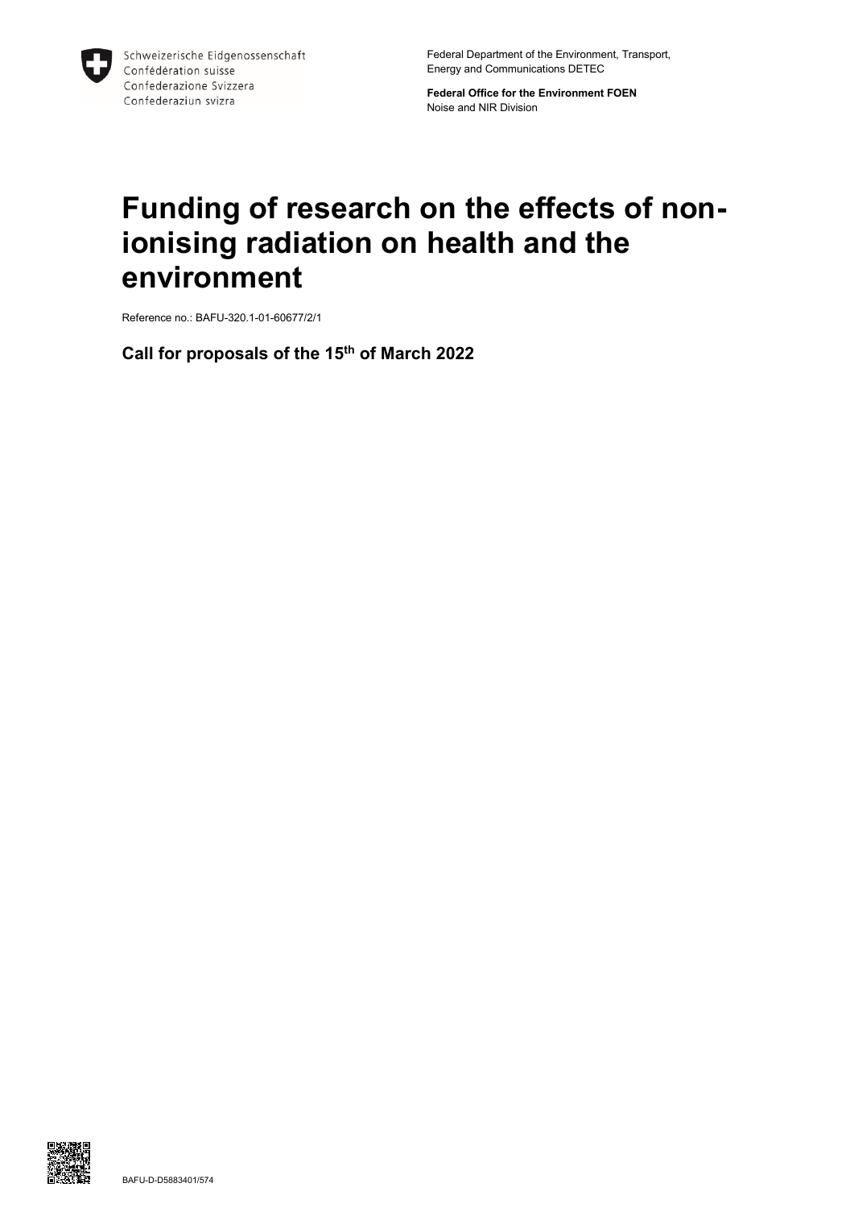Schweizerische Eidgenossenschaft
Confédération suisse
Confederazione Svizzera
Confederaziun svizra

Federal Department of the Environment, Transport, Energy and Communications DETEC

**Federal Office for the Environment FOEN**
Noise and NIR Division

# Funding of research on the effects of non-ionising radiation on health and the environment

Reference no.: BAFU-320.1-01-60677/2/1

**Call for proposals of the 15th of March 2022**

BAFU-D-D5883401/574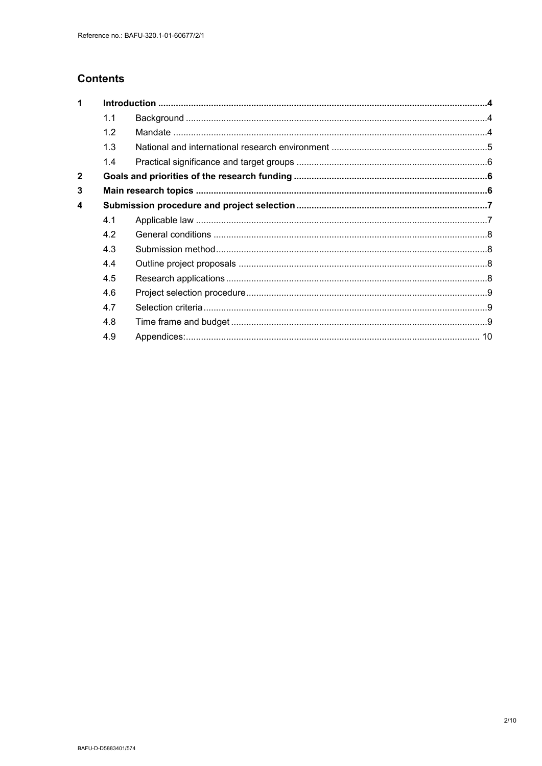## Contents

| | | | |
|---|---|---|---|
| **1** | **Introduction** | | **4** |
| | 1.1 | Background | 4 |
| | 1.2 | Mandate | 4 |
| | 1.3 | National and international research environment | 5 |
| | 1.4 | Practical significance and target groups | 6 |
| **2** | **Goals and priorities of the research funding** | | **6** |
| **3** | **Main research topics** | | **6** |
| **4** | **Submission procedure and project selection** | | **7** |
| | 4.1 | Applicable law | 7 |
| | 4.2 | General conditions | 8 |
| | 4.3 | Submission method | 8 |
| | 4.4 | Outline project proposals | 8 |
| | 4.5 | Research applications | 8 |
| | 4.6 | Project selection procedure | 9 |
| | 4.7 | Selection criteria | 9 |
| | 4.8 | Time frame and budget | 9 |
| | 4.9 | Appendices: | 10 |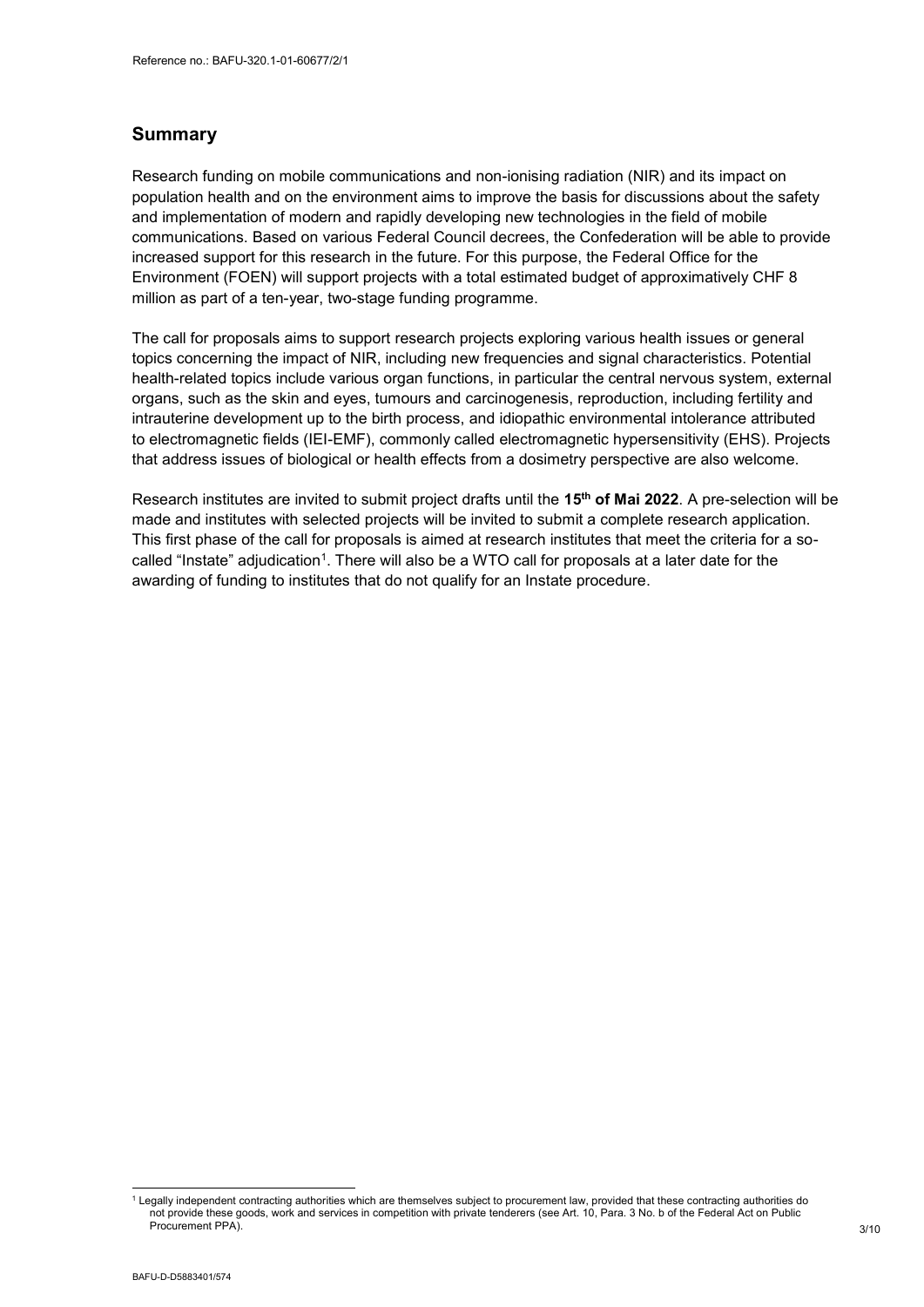## Summary

Research funding on mobile communications and non-ionising radiation (NIR) and its impact on population health and on the environment aims to improve the basis for discussions about the safety and implementation of modern and rapidly developing new technologies in the field of mobile communications. Based on various Federal Council decrees, the Confederation will be able to provide increased support for this research in the future. For this purpose, the Federal Office for the Environment (FOEN) will support projects with a total estimated budget of approximatively CHF 8 million as part of a ten-year, two-stage funding programme.

The call for proposals aims to support research projects exploring various health issues or general topics concerning the impact of NIR, including new frequencies and signal characteristics. Potential health-related topics include various organ functions, in particular the central nervous system, external organs, such as the skin and eyes, tumours and carcinogenesis, reproduction, including fertility and intrauterine development up to the birth process, and idiopathic environmental intolerance attributed to electromagnetic fields (IEI-EMF), commonly called electromagnetic hypersensitivity (EHS). Projects that address issues of biological or health effects from a dosimetry perspective are also welcome.

Research institutes are invited to submit project drafts until the **15th of Mai 2022**. A pre-selection will be made and institutes with selected projects will be invited to submit a complete research application. This first phase of the call for proposals is aimed at research institutes that meet the criteria for a so-called "Instate" adjudication[1]. There will also be a WTO call for proposals at a later date for the awarding of funding to institutes that do not qualify for an Instate procedure.

[1] Legally independent contracting authorities which are themselves subject to procurement law, provided that these contracting authorities do not provide these goods, work and services in competition with private tenderers (see Art. 10, Para. 3 No. b of the Federal Act on Public Procurement PPA).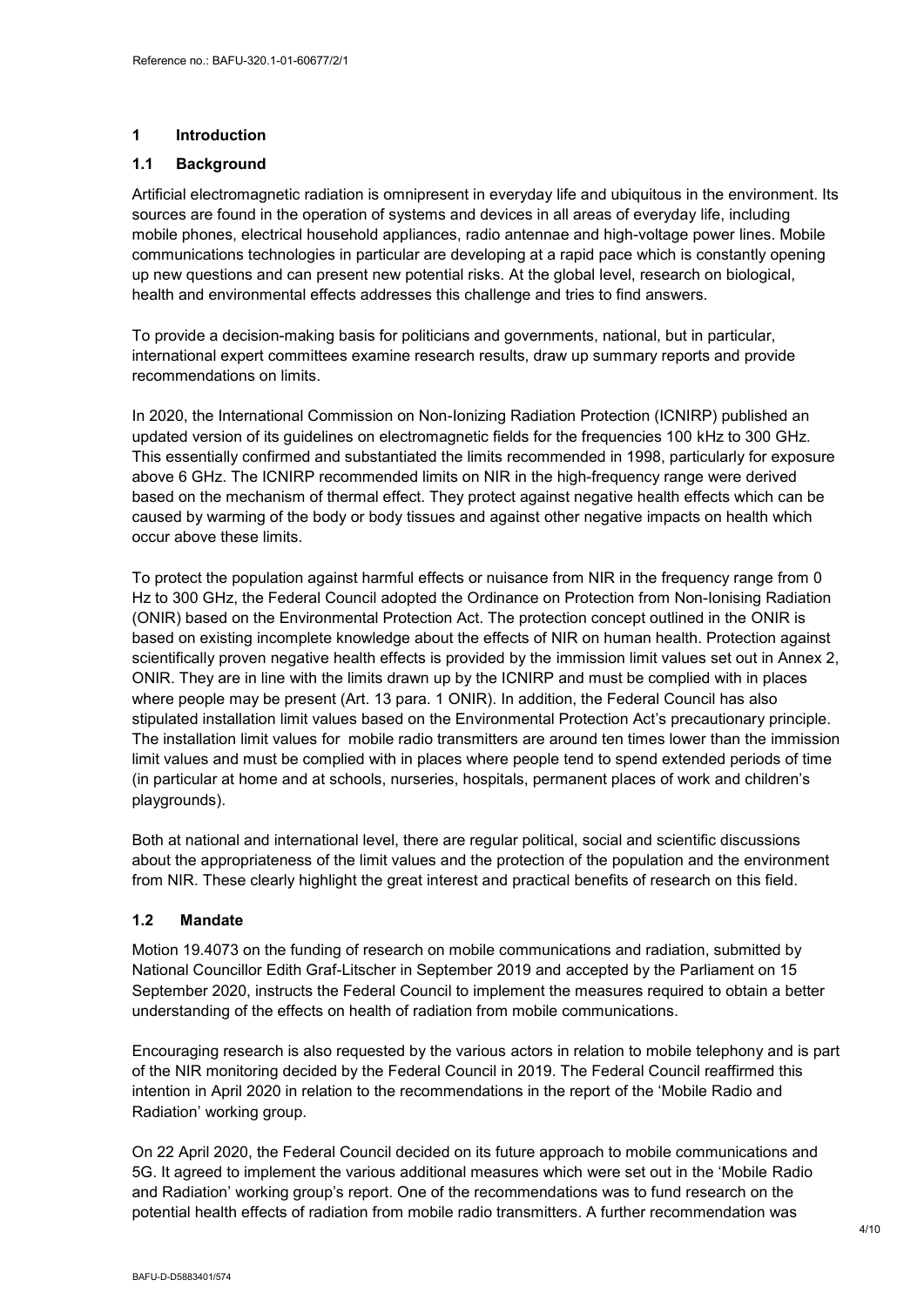# 1 Introduction

## 1.1 Background

Artificial electromagnetic radiation is omnipresent in everyday life and ubiquitous in the environment. Its sources are found in the operation of systems and devices in all areas of everyday life, including mobile phones, electrical household appliances, radio antennae and high-voltage power lines. Mobile communications technologies in particular are developing at a rapid pace which is constantly opening up new questions and can present new potential risks. At the global level, research on biological, health and environmental effects addresses this challenge and tries to find answers.

To provide a decision-making basis for politicians and governments, national, but in particular, international expert committees examine research results, draw up summary reports and provide recommendations on limits.

In 2020, the International Commission on Non-Ionizing Radiation Protection (ICNIRP) published an updated version of its guidelines on electromagnetic fields for the frequencies 100 kHz to 300 GHz. This essentially confirmed and substantiated the limits recommended in 1998, particularly for exposure above 6 GHz. The ICNIRP recommended limits on NIR in the high-frequency range were derived based on the mechanism of thermal effect. They protect against negative health effects which can be caused by warming of the body or body tissues and against other negative impacts on health which occur above these limits.

To protect the population against harmful effects or nuisance from NIR in the frequency range from 0 Hz to 300 GHz, the Federal Council adopted the Ordinance on Protection from Non-Ionising Radiation (ONIR) based on the Environmental Protection Act. The protection concept outlined in the ONIR is based on existing incomplete knowledge about the effects of NIR on human health. Protection against scientifically proven negative health effects is provided by the immission limit values set out in Annex 2, ONIR. They are in line with the limits drawn up by the ICNIRP and must be complied with in places where people may be present (Art. 13 para. 1 ONIR). In addition, the Federal Council has also stipulated installation limit values based on the Environmental Protection Act's precautionary principle. The installation limit values for mobile radio transmitters are around ten times lower than the immission limit values and must be complied with in places where people tend to spend extended periods of time (in particular at home and at schools, nurseries, hospitals, permanent places of work and children's playgrounds).

Both at national and international level, there are regular political, social and scientific discussions about the appropriateness of the limit values and the protection of the population and the environment from NIR. These clearly highlight the great interest and practical benefits of research on this field.

## 1.2 Mandate

Motion 19.4073 on the funding of research on mobile communications and radiation, submitted by National Councillor Edith Graf-Litscher in September 2019 and accepted by the Parliament on 15 September 2020, instructs the Federal Council to implement the measures required to obtain a better understanding of the effects on health of radiation from mobile communications.

Encouraging research is also requested by the various actors in relation to mobile telephony and is part of the NIR monitoring decided by the Federal Council in 2019. The Federal Council reaffirmed this intention in April 2020 in relation to the recommendations in the report of the 'Mobile Radio and Radiation' working group.

On 22 April 2020, the Federal Council decided on its future approach to mobile communications and 5G. It agreed to implement the various additional measures which were set out in the 'Mobile Radio and Radiation' working group's report. One of the recommendations was to fund research on the potential health effects of radiation from mobile radio transmitters. A further recommendation was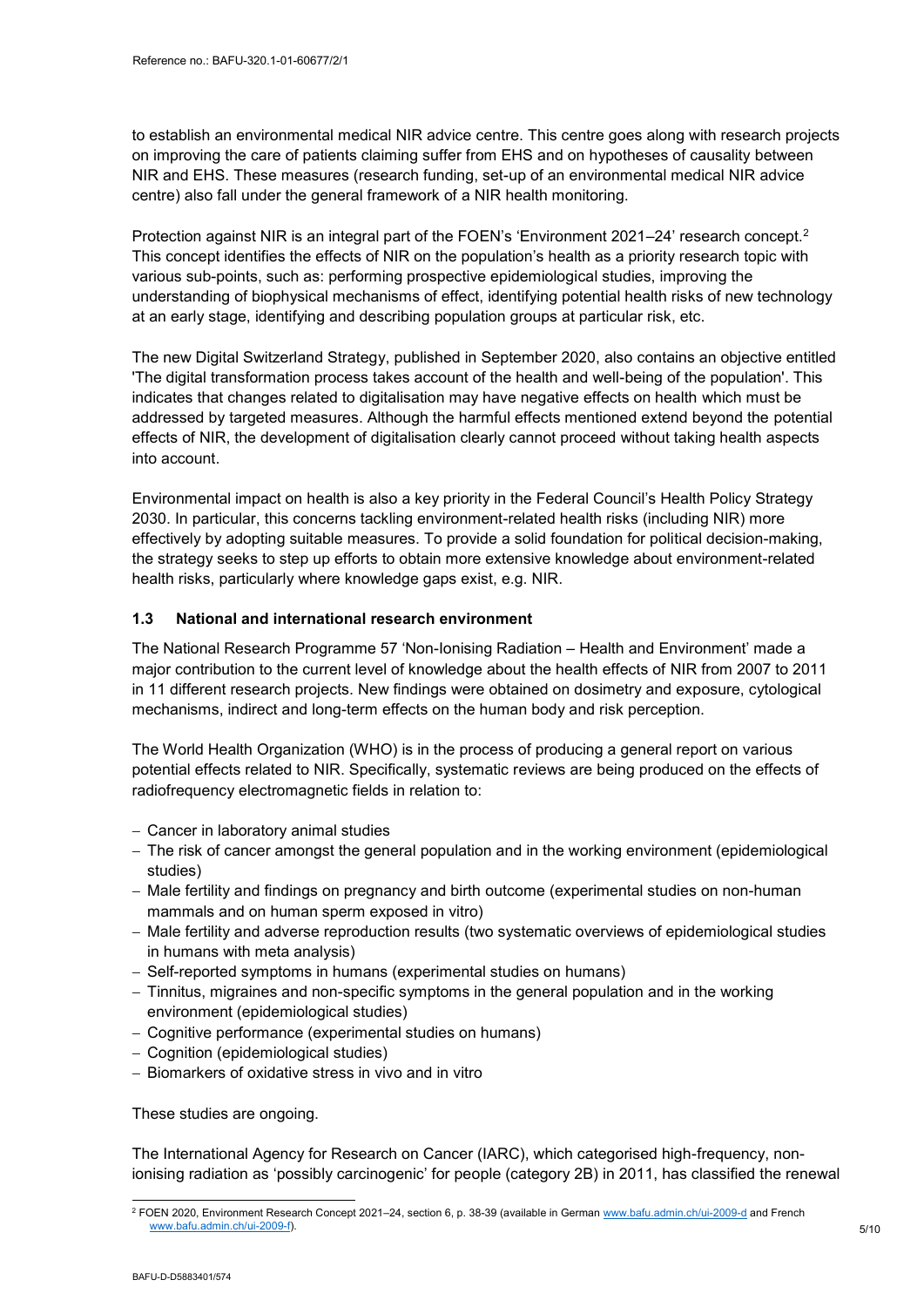to establish an environmental medical NIR advice centre. This centre goes along with research projects on improving the care of patients claiming suffer from EHS and on hypotheses of causality between NIR and EHS. These measures (research funding, set-up of an environmental medical NIR advice centre) also fall under the general framework of a NIR health monitoring.

Protection against NIR is an integral part of the FOEN's 'Environment 2021–24' research concept.[2] This concept identifies the effects of NIR on the population's health as a priority research topic with various sub-points, such as: performing prospective epidemiological studies, improving the understanding of biophysical mechanisms of effect, identifying potential health risks of new technology at an early stage, identifying and describing population groups at particular risk, etc.

The new Digital Switzerland Strategy, published in September 2020, also contains an objective entitled 'The digital transformation process takes account of the health and well-being of the population'. This indicates that changes related to digitalisation may have negative effects on health which must be addressed by targeted measures. Although the harmful effects mentioned extend beyond the potential effects of NIR, the development of digitalisation clearly cannot proceed without taking health aspects into account.

Environmental impact on health is also a key priority in the Federal Council's Health Policy Strategy 2030. In particular, this concerns tackling environment-related health risks (including NIR) more effectively by adopting suitable measures. To provide a solid foundation for political decision-making, the strategy seeks to step up efforts to obtain more extensive knowledge about environment-related health risks, particularly where knowledge gaps exist, e.g. NIR.

### 1.3 National and international research environment

The National Research Programme 57 'Non-Ionising Radiation – Health and Environment' made a major contribution to the current level of knowledge about the health effects of NIR from 2007 to 2011 in 11 different research projects. New findings were obtained on dosimetry and exposure, cytological mechanisms, indirect and long-term effects on the human body and risk perception.

The World Health Organization (WHO) is in the process of producing a general report on various potential effects related to NIR. Specifically, systematic reviews are being produced on the effects of radiofrequency electromagnetic fields in relation to:

- Cancer in laboratory animal studies
- The risk of cancer amongst the general population and in the working environment (epidemiological studies)
- Male fertility and findings on pregnancy and birth outcome (experimental studies on non-human mammals and on human sperm exposed in vitro)
- Male fertility and adverse reproduction results (two systematic overviews of epidemiological studies in humans with meta analysis)
- Self-reported symptoms in humans (experimental studies on humans)
- Tinnitus, migraines and non-specific symptoms in the general population and in the working environment (epidemiological studies)
- Cognitive performance (experimental studies on humans)
- Cognition (epidemiological studies)
- Biomarkers of oxidative stress in vivo and in vitro

These studies are ongoing.

The International Agency for Research on Cancer (IARC), which categorised high-frequency, non-ionising radiation as 'possibly carcinogenic' for people (category 2B) in 2011, has classified the renewal

[2] FOEN 2020, Environment Research Concept 2021–24, section 6, p. 38-39 (available in German www.bafu.admin.ch/ui-2009-d and French www.bafu.admin.ch/ui-2009-f).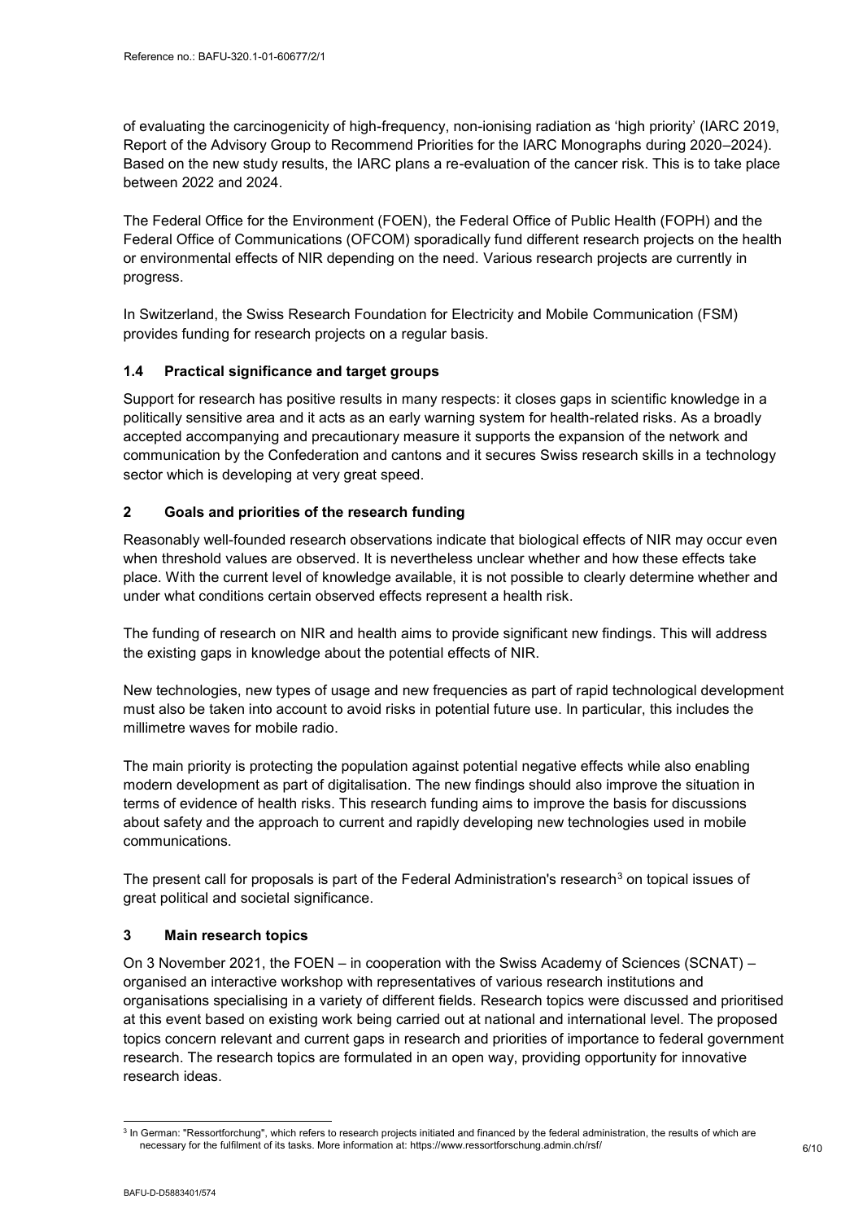of evaluating the carcinogenicity of high-frequency, non-ionising radiation as 'high priority' (IARC 2019, Report of the Advisory Group to Recommend Priorities for the IARC Monographs during 2020–2024). Based on the new study results, the IARC plans a re-evaluation of the cancer risk. This is to take place between 2022 and 2024.

The Federal Office for the Environment (FOEN), the Federal Office of Public Health (FOPH) and the Federal Office of Communications (OFCOM) sporadically fund different research projects on the health or environmental effects of NIR depending on the need. Various research projects are currently in progress.

In Switzerland, the Swiss Research Foundation for Electricity and Mobile Communication (FSM) provides funding for research projects on a regular basis.

### 1.4 Practical significance and target groups

Support for research has positive results in many respects: it closes gaps in scientific knowledge in a politically sensitive area and it acts as an early warning system for health-related risks. As a broadly accepted accompanying and precautionary measure it supports the expansion of the network and communication by the Confederation and cantons and it secures Swiss research skills in a technology sector which is developing at very great speed.

## 2 Goals and priorities of the research funding

Reasonably well-founded research observations indicate that biological effects of NIR may occur even when threshold values are observed. It is nevertheless unclear whether and how these effects take place. With the current level of knowledge available, it is not possible to clearly determine whether and under what conditions certain observed effects represent a health risk.

The funding of research on NIR and health aims to provide significant new findings. This will address the existing gaps in knowledge about the potential effects of NIR.

New technologies, new types of usage and new frequencies as part of rapid technological development must also be taken into account to avoid risks in potential future use. In particular, this includes the millimetre waves for mobile radio.

The main priority is protecting the population against potential negative effects while also enabling modern development as part of digitalisation. The new findings should also improve the situation in terms of evidence of health risks. This research funding aims to improve the basis for discussions about safety and the approach to current and rapidly developing new technologies used in mobile communications.

The present call for proposals is part of the Federal Administration's research[3] on topical issues of great political and societal significance.

## 3 Main research topics

On 3 November 2021, the FOEN – in cooperation with the Swiss Academy of Sciences (SCNAT) – organised an interactive workshop with representatives of various research institutions and organisations specialising in a variety of different fields. Research topics were discussed and prioritised at this event based on existing work being carried out at national and international level. The proposed topics concern relevant and current gaps in research and priorities of importance to federal government research. The research topics are formulated in an open way, providing opportunity for innovative research ideas.

[3] In German: "Ressortforchung", which refers to research projects initiated and financed by the federal administration, the results of which are necessary for the fulfilment of its tasks. More information at: https://www.ressortforschung.admin.ch/rsf/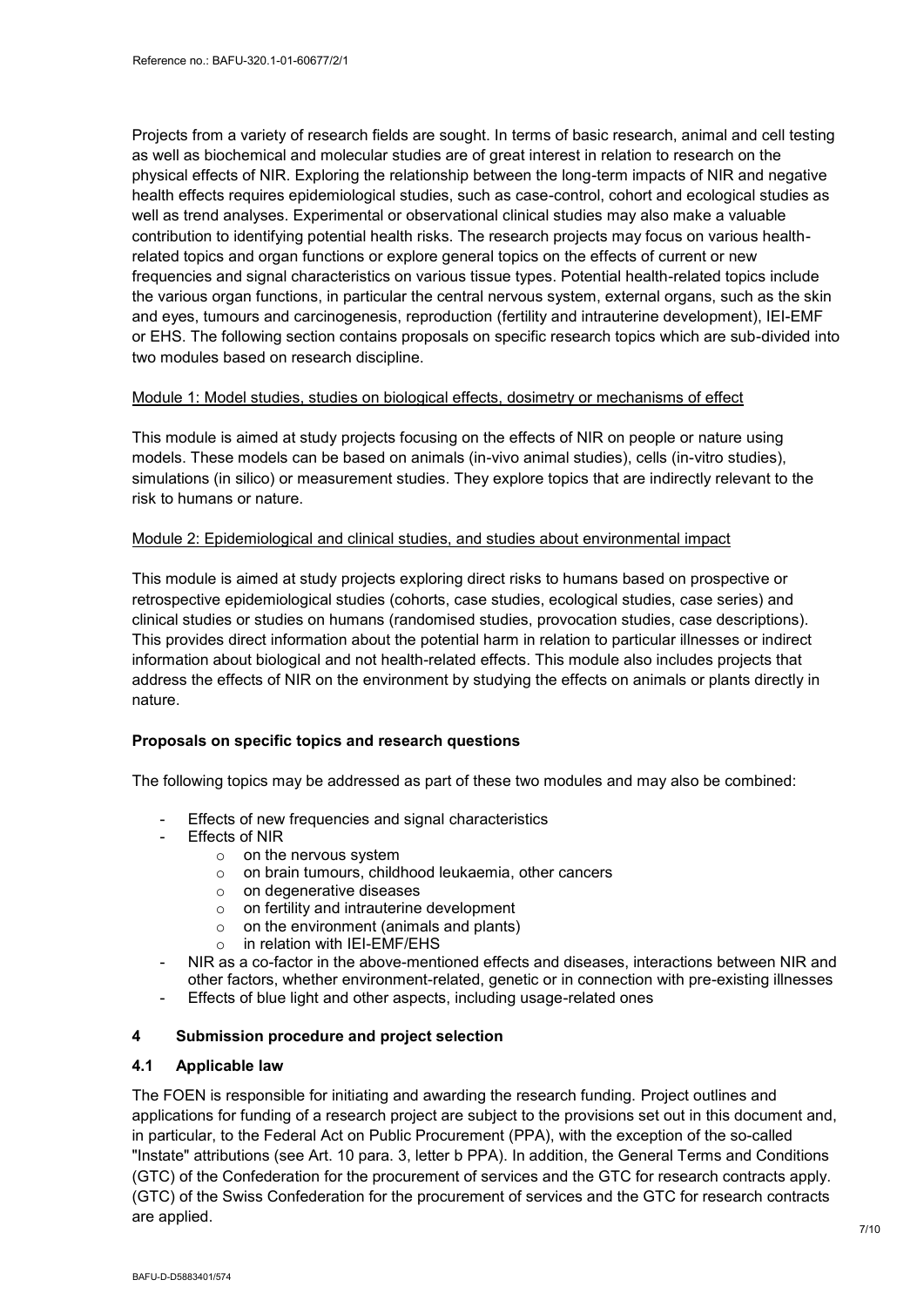Projects from a variety of research fields are sought. In terms of basic research, animal and cell testing as well as biochemical and molecular studies are of great interest in relation to research on the physical effects of NIR. Exploring the relationship between the long-term impacts of NIR and negative health effects requires epidemiological studies, such as case-control, cohort and ecological studies as well as trend analyses. Experimental or observational clinical studies may also make a valuable contribution to identifying potential health risks. The research projects may focus on various health-related topics and organ functions or explore general topics on the effects of current or new frequencies and signal characteristics on various tissue types. Potential health-related topics include the various organ functions, in particular the central nervous system, external organs, such as the skin and eyes, tumours and carcinogenesis, reproduction (fertility and intrauterine development), IEI-EMF or EHS. The following section contains proposals on specific research topics which are sub-divided into two modules based on research discipline.

Module 1: Model studies, studies on biological effects, dosimetry or mechanisms of effect

This module is aimed at study projects focusing on the effects of NIR on people or nature using models. These models can be based on animals (in-vivo animal studies), cells (in-vitro studies), simulations (in silico) or measurement studies. They explore topics that are indirectly relevant to the risk to humans or nature.

Module 2: Epidemiological and clinical studies, and studies about environmental impact

This module is aimed at study projects exploring direct risks to humans based on prospective or retrospective epidemiological studies (cohorts, case studies, ecological studies, case series) and clinical studies or studies on humans (randomised studies, provocation studies, case descriptions). This provides direct information about the potential harm in relation to particular illnesses or indirect information about biological and not health-related effects. This module also includes projects that address the effects of NIR on the environment by studying the effects on animals or plants directly in nature.

**Proposals on specific topics and research questions**

The following topics may be addressed as part of these two modules and may also be combined:

- Effects of new frequencies and signal characteristics
- Effects of NIR
  - on the nervous system
  - on brain tumours, childhood leukaemia, other cancers
  - on degenerative diseases
  - on fertility and intrauterine development
  - on the environment (animals and plants)
  - in relation with IEI-EMF/EHS
- NIR as a co-factor in the above-mentioned effects and diseases, interactions between NIR and other factors, whether environment-related, genetic or in connection with pre-existing illnesses
- Effects of blue light and other aspects, including usage-related ones

## 4 Submission procedure and project selection

### 4.1 Applicable law

The FOEN is responsible for initiating and awarding the research funding. Project outlines and applications for funding of a research project are subject to the provisions set out in this document and, in particular, to the Federal Act on Public Procurement (PPA), with the exception of the so-called "Instate" attributions (see Art. 10 para. 3, letter b PPA). In addition, the General Terms and Conditions (GTC) of the Confederation for the procurement of services and the GTC for research contracts apply. (GTC) of the Swiss Confederation for the procurement of services and the GTC for research contracts are applied.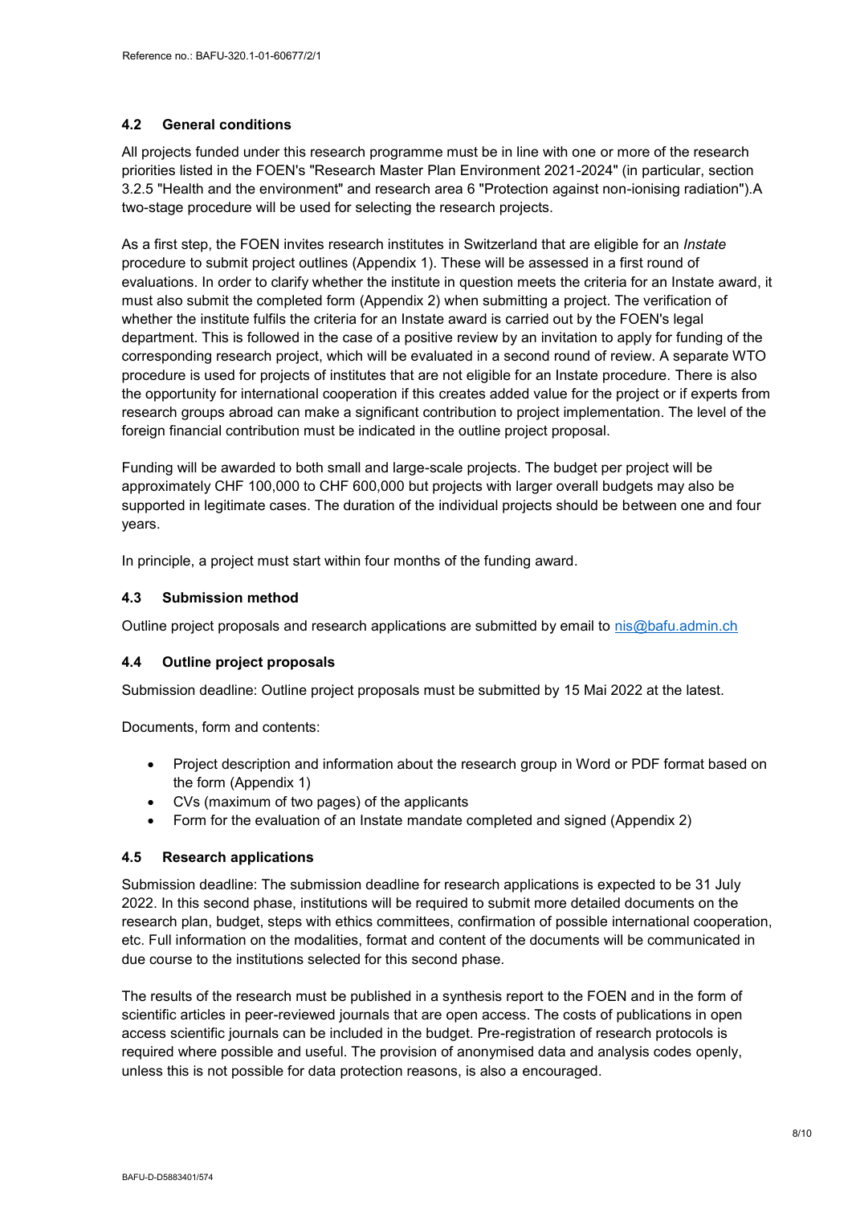### 4.2 General conditions

All projects funded under this research programme must be in line with one or more of the research priorities listed in the FOEN's "Research Master Plan Environment 2021-2024" (in particular, section 3.2.5 "Health and the environment" and research area 6 "Protection against non-ionising radiation").A two-stage procedure will be used for selecting the research projects.

As a first step, the FOEN invites research institutes in Switzerland that are eligible for an *Instate* procedure to submit project outlines (Appendix 1). These will be assessed in a first round of evaluations. In order to clarify whether the institute in question meets the criteria for an Instate award, it must also submit the completed form (Appendix 2) when submitting a project. The verification of whether the institute fulfils the criteria for an Instate award is carried out by the FOEN's legal department. This is followed in the case of a positive review by an invitation to apply for funding of the corresponding research project, which will be evaluated in a second round of review. A separate WTO procedure is used for projects of institutes that are not eligible for an Instate procedure. There is also the opportunity for international cooperation if this creates added value for the project or if experts from research groups abroad can make a significant contribution to project implementation. The level of the foreign financial contribution must be indicated in the outline project proposal.

Funding will be awarded to both small and large-scale projects. The budget per project will be approximately CHF 100,000 to CHF 600,000 but projects with larger overall budgets may also be supported in legitimate cases. The duration of the individual projects should be between one and four years.

In principle, a project must start within four months of the funding award.

### 4.3 Submission method

Outline project proposals and research applications are submitted by email to nis@bafu.admin.ch

### 4.4 Outline project proposals

Submission deadline: Outline project proposals must be submitted by 15 Mai 2022 at the latest.

Documents, form and contents:

- Project description and information about the research group in Word or PDF format based on the form (Appendix 1)
- CVs (maximum of two pages) of the applicants
- Form for the evaluation of an Instate mandate completed and signed (Appendix 2)

### 4.5 Research applications

Submission deadline: The submission deadline for research applications is expected to be 31 July 2022. In this second phase, institutions will be required to submit more detailed documents on the research plan, budget, steps with ethics committees, confirmation of possible international cooperation, etc. Full information on the modalities, format and content of the documents will be communicated in due course to the institutions selected for this second phase.

The results of the research must be published in a synthesis report to the FOEN and in the form of scientific articles in peer-reviewed journals that are open access. The costs of publications in open access scientific journals can be included in the budget. Pre-registration of research protocols is required where possible and useful. The provision of anonymised data and analysis codes openly, unless this is not possible for data protection reasons, is also a encouraged.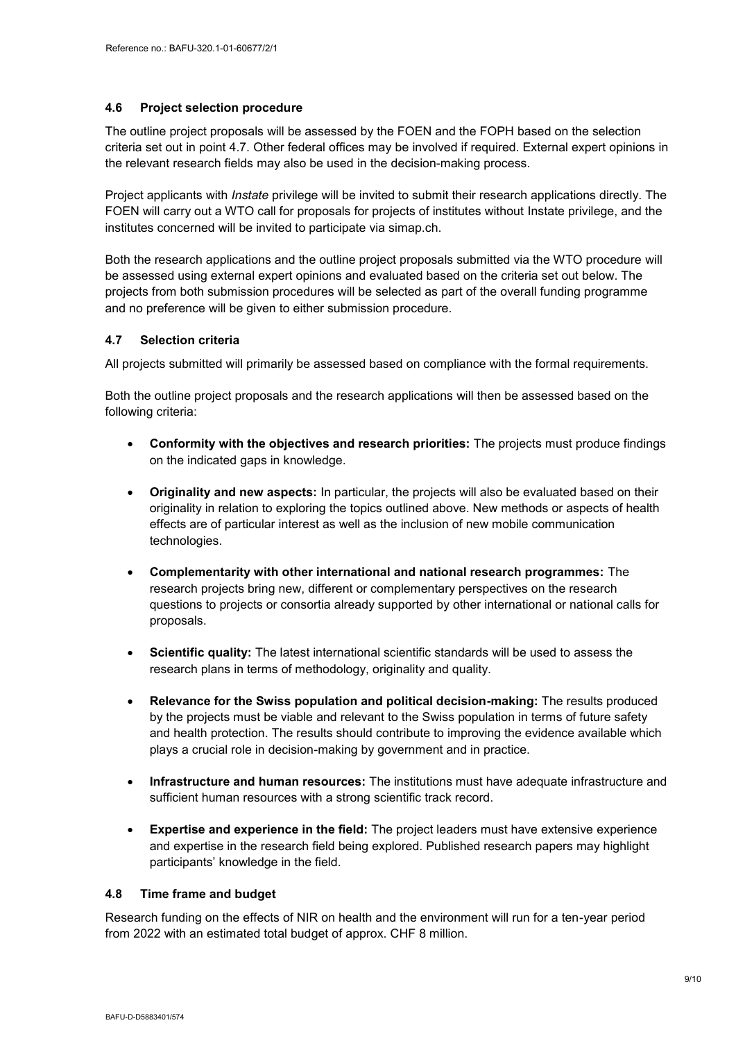### 4.6 Project selection procedure

The outline project proposals will be assessed by the FOEN and the FOPH based on the selection criteria set out in point 4.7. Other federal offices may be involved if required. External expert opinions in the relevant research fields may also be used in the decision-making process.

Project applicants with *Instate* privilege will be invited to submit their research applications directly. The FOEN will carry out a WTO call for proposals for projects of institutes without Instate privilege, and the institutes concerned will be invited to participate via simap.ch.

Both the research applications and the outline project proposals submitted via the WTO procedure will be assessed using external expert opinions and evaluated based on the criteria set out below. The projects from both submission procedures will be selected as part of the overall funding programme and no preference will be given to either submission procedure.

### 4.7 Selection criteria

All projects submitted will primarily be assessed based on compliance with the formal requirements.

Both the outline project proposals and the research applications will then be assessed based on the following criteria:

- **Conformity with the objectives and research priorities:** The projects must produce findings on the indicated gaps in knowledge.
- **Originality and new aspects:** In particular, the projects will also be evaluated based on their originality in relation to exploring the topics outlined above. New methods or aspects of health effects are of particular interest as well as the inclusion of new mobile communication technologies.
- **Complementarity with other international and national research programmes:** The research projects bring new, different or complementary perspectives on the research questions to projects or consortia already supported by other international or national calls for proposals.
- **Scientific quality:** The latest international scientific standards will be used to assess the research plans in terms of methodology, originality and quality.
- **Relevance for the Swiss population and political decision-making:** The results produced by the projects must be viable and relevant to the Swiss population in terms of future safety and health protection. The results should contribute to improving the evidence available which plays a crucial role in decision-making by government and in practice.
- **Infrastructure and human resources:** The institutions must have adequate infrastructure and sufficient human resources with a strong scientific track record.
- **Expertise and experience in the field:** The project leaders must have extensive experience and expertise in the research field being explored. Published research papers may highlight participants' knowledge in the field.

### 4.8 Time frame and budget

Research funding on the effects of NIR on health and the environment will run for a ten-year period from 2022 with an estimated total budget of approx. CHF 8 million.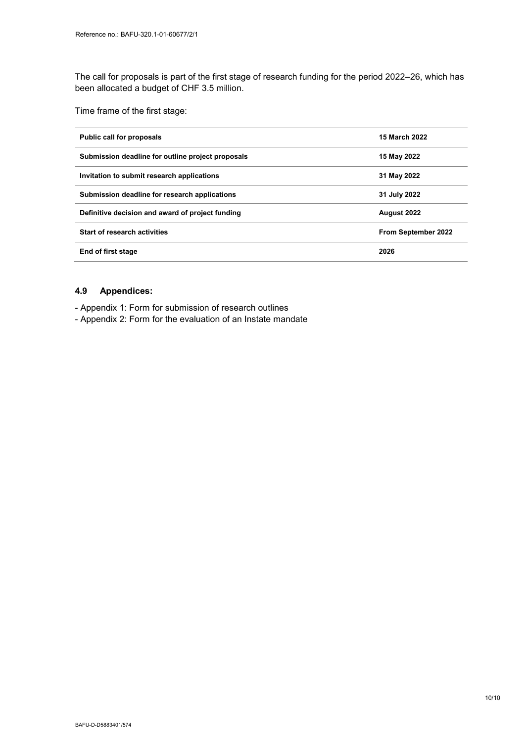The call for proposals is part of the first stage of research funding for the period 2022–26, which has been allocated a budget of CHF 3.5 million.

Time frame of the first stage:

| | |
|---|---|
| **Public call for proposals** | **15 March 2022** |
| **Submission deadline for outline project proposals** | **15 May 2022** |
| **Invitation to submit research applications** | **31 May 2022** |
| **Submission deadline for research applications** | **31 July 2022** |
| **Definitive decision and award of project funding** | **August 2022** |
| **Start of research activities** | **From September 2022** |
| **End of first stage** | **2026** |

### 4.9 Appendices:

- Appendix 1: Form for submission of research outlines
- Appendix 2: Form for the evaluation of an Instate mandate